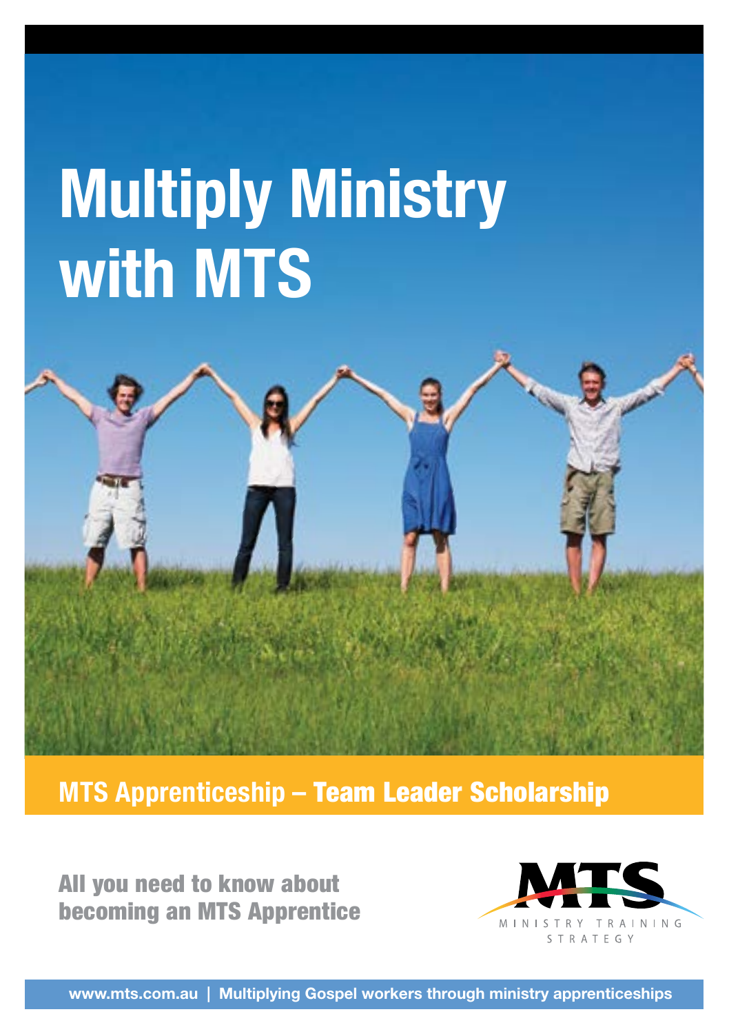# Multiply Ministry with MTS

## MTS Apprenticeship – Team Leader Scholarship

**All you need to know about becoming an MTS Apprentice**

MTS

MINISTRY TRAINING STRATEGY

**www.mts.com.au | Multiplying Gospel workers through ministry apprenticeships**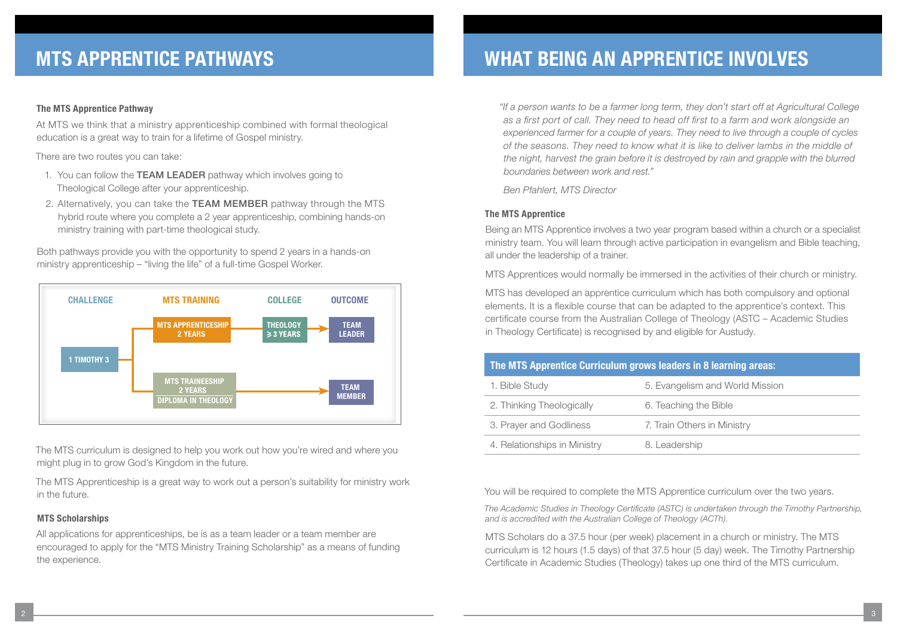# MTS APPRENTICE PATHWAYS

### The MTS Apprentice Pathway

At MTS we think that a ministry apprenticeship combined with formal theological education is a great way to train for a lifetime of Gospel ministry.

There are two routes you can take:

1. You can follow the **TEAM LEADER** pathway which involves going to Theological College after your apprenticeship.
2. Alternatively, you can take the **TEAM MEMBER** pathway through the MTS hybrid route where you complete a 2 year apprenticeship, combining hands-on ministry training with part-time theological study.

Both pathways provide you with the opportunity to spend 2 years in a hands-on ministry apprenticeship – "living the life" of a full-time Gospel Worker.

| CHALLENGE | MTS TRAINING | COLLEGE | OUTCOME |
|---|---|---|---|
| 1 TIMOTHY 3 | MTS APPRENTICESHIP 2 YEARS | THEOLOGY ≥ 3 YEARS | TEAM LEADER |
| 1 TIMOTHY 3 | MTS TRAINEESHIP 2 YEARS DIPLOMA IN THEOLOGY | | TEAM MEMBER |

The MTS curriculum is designed to help you work out how you're wired and where you might plug in to grow God's Kingdom in the future.

The MTS Apprenticeship is a great way to work out a person's suitability for ministry work in the future.

### MTS Scholarships

All applications for apprenticeships, be is as a team leader or a team member are encouraged to apply for the "MTS Ministry Training Scholarship" as a means of funding the experience.

# WHAT BEING AN APPRENTICE INVOLVES

*"If a person wants to be a farmer long term, they don't start off at Agricultural College as a first port of call. They need to head off first to a farm and work alongside an experienced farmer for a couple of years. They need to live through a couple of cycles of the seasons. They need to know what it is like to deliver lambs in the middle of the night, harvest the grain before it is destroyed by rain and grapple with the blurred boundaries between work and rest."*

*Ben Pfahlert, MTS Director*

### The MTS Apprentice

Being an MTS Apprentice involves a two year program based within a church or a specialist ministry team. You will learn through active participation in evangelism and Bible teaching, all under the leadership of a trainer.

MTS Apprentices would normally be immersed in the activities of their church or ministry.

MTS has developed an apprentice curriculum which has both compulsory and optional elements. It is a flexible course that can be adapted to the apprentice's context. This certificate course from the Australian College of Theology (ASTC – Academic Studies in Theology Certificate) is recognised by and eligible for Austudy.

| The MTS Apprentice Curriculum grows leaders in 8 learning areas: | |
|---|---|
| 1. Bible Study | 5. Evangelism and World Mission |
| 2. Thinking Theologically | 6. Teaching the Bible |
| 3. Prayer and Godliness | 7. Train Others in Ministry |
| 4. Relationships in Ministry | 8. Leadership |

You will be required to complete the MTS Apprentice curriculum over the two years.

*The Academic Studies in Theology Certificate (ASTC) is undertaken through the Timothy Partnership, and is accredited with the Australian College of Theology (ACTh).*

MTS Scholars do a 37.5 hour (per week) placement in a church or ministry. The MTS curriculum is 12 hours (1.5 days) of that 37.5 hour (5 day) week. The Timothy Partnership Certificate in Academic Studies (Theology) takes up one third of the MTS curriculum.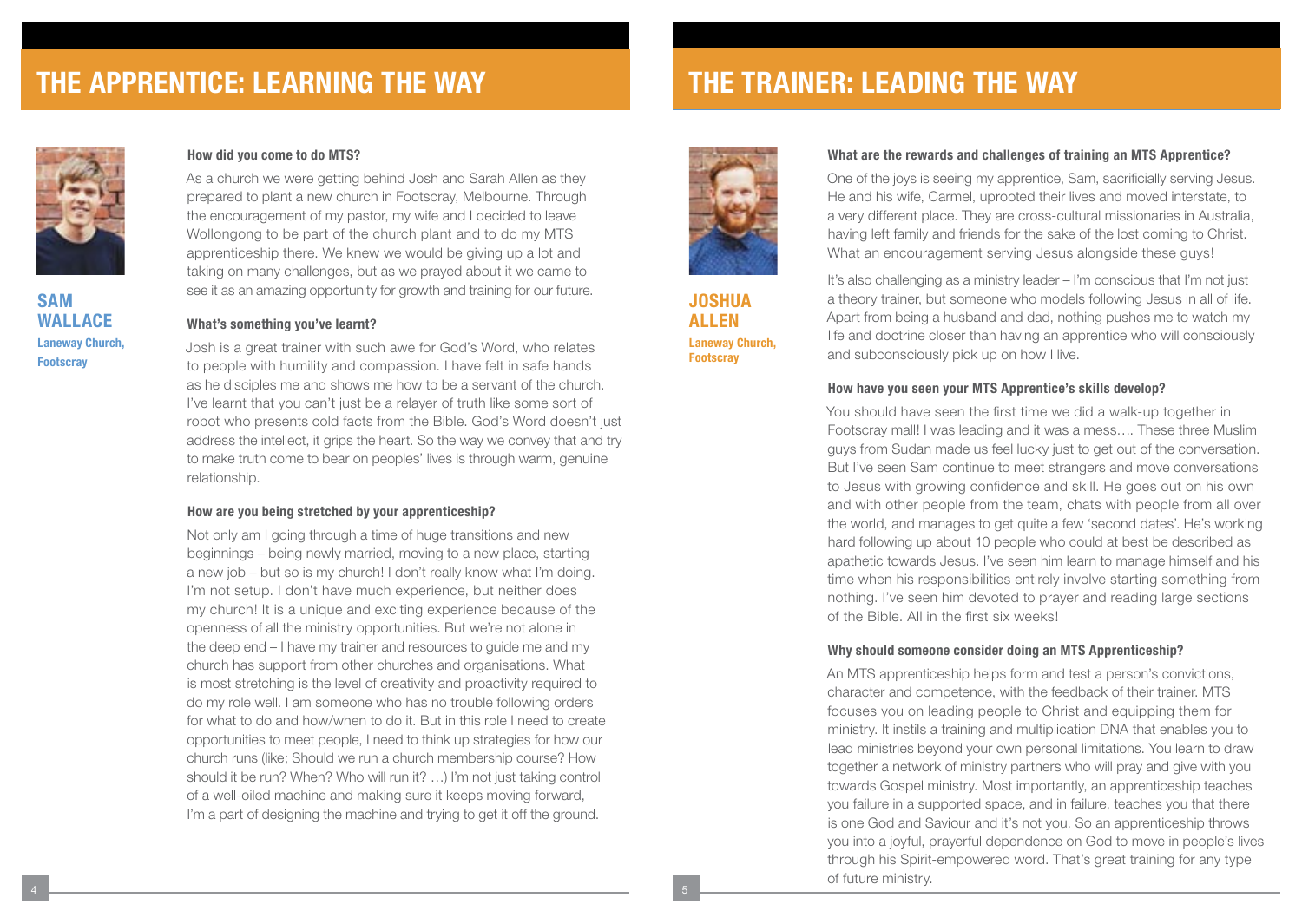# THE APPRENTICE: LEARNING THE WAY

**SAM WALLACE**
**Laneway Church, Footscray**

### How did you come to do MTS?

As a church we were getting behind Josh and Sarah Allen as they prepared to plant a new church in Footscray, Melbourne. Through the encouragement of my pastor, my wife and I decided to leave Wollongong to be part of the church plant and to do my MTS apprenticeship there. We knew we would be giving up a lot and taking on many challenges, but as we prayed about it we came to see it as an amazing opportunity for growth and training for our future.

### What's something you've learnt?

Josh is a great trainer with such awe for God's Word, who relates to people with humility and compassion. I have felt in safe hands as he disciples me and shows me how to be a servant of the church. I've learnt that you can't just be a relayer of truth like some sort of robot who presents cold facts from the Bible. God's Word doesn't just address the intellect, it grips the heart. So the way we convey that and try to make truth come to bear on peoples' lives is through warm, genuine relationship.

### How are you being stretched by your apprenticeship?

Not only am I going through a time of huge transitions and new beginnings – being newly married, moving to a new place, starting a new job – but so is my church! I don't really know what I'm doing. I'm not setup. I don't have much experience, but neither does my church! It is a unique and exciting experience because of the openness of all the ministry opportunities. But we're not alone in the deep end – I have my trainer and resources to guide me and my church has support from other churches and organisations. What is most stretching is the level of creativity and proactivity required to do my role well. I am someone who has no trouble following orders for what to do and how/when to do it. But in this role I need to create opportunities to meet people, I need to think up strategies for how our church runs (like; Should we run a church membership course? How should it be run? When? Who will run it? …) I'm not just taking control of a well-oiled machine and making sure it keeps moving forward, I'm a part of designing the machine and trying to get it off the ground.

# THE TRAINER: LEADING THE WAY

**JOSHUA ALLEN**
**Laneway Church, Footscray**

### What are the rewards and challenges of training an MTS Apprentice?

One of the joys is seeing my apprentice, Sam, sacrificially serving Jesus. He and his wife, Carmel, uprooted their lives and moved interstate, to a very different place. They are cross-cultural missionaries in Australia, having left family and friends for the sake of the lost coming to Christ. What an encouragement serving Jesus alongside these guys!

It's also challenging as a ministry leader – I'm conscious that I'm not just a theory trainer, but someone who models following Jesus in all of life. Apart from being a husband and dad, nothing pushes me to watch my life and doctrine closer than having an apprentice who will consciously and subconsciously pick up on how I live.

### How have you seen your MTS Apprentice's skills develop?

You should have seen the first time we did a walk-up together in Footscray mall! I was leading and it was a mess…. These three Muslim guys from Sudan made us feel lucky just to get out of the conversation. But I've seen Sam continue to meet strangers and move conversations to Jesus with growing confidence and skill. He goes out on his own and with other people from the team, chats with people from all over the world, and manages to get quite a few 'second dates'. He's working hard following up about 10 people who could at best be described as apathetic towards Jesus. I've seen him learn to manage himself and his time when his responsibilities entirely involve starting something from nothing. I've seen him devoted to prayer and reading large sections of the Bible. All in the first six weeks!

### Why should someone consider doing an MTS Apprenticeship?

An MTS apprenticeship helps form and test a person's convictions, character and competence, with the feedback of their trainer. MTS focuses you on leading people to Christ and equipping them for ministry. It instils a training and multiplication DNA that enables you to lead ministries beyond your own personal limitations. You learn to draw together a network of ministry partners who will pray and give with you towards Gospel ministry. Most importantly, an apprenticeship teaches you failure in a supported space, and in failure, teaches you that there is one God and Saviour and it's not you. So an apprenticeship throws you into a joyful, prayerful dependence on God to move in people's lives through his Spirit-empowered word. That's great training for any type of future ministry.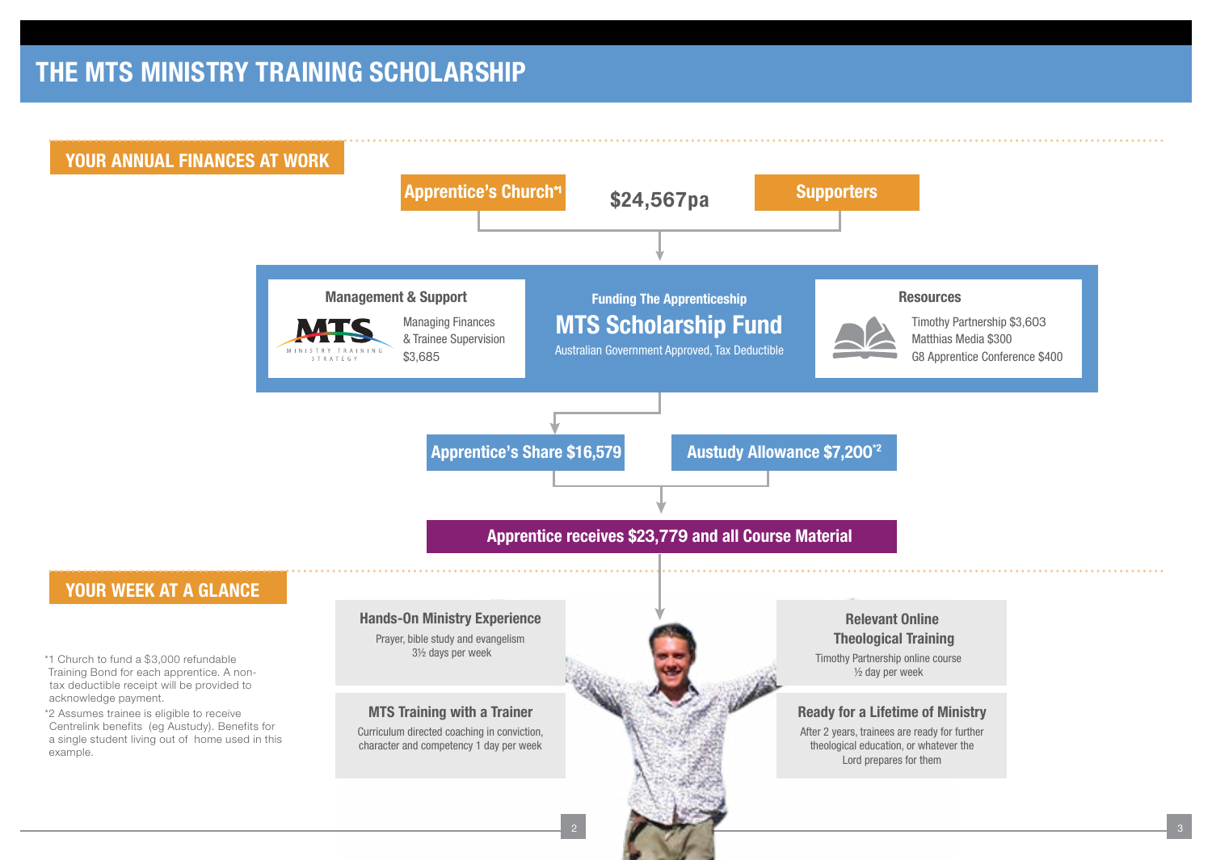# THE MTS MINISTRY TRAINING SCHOLARSHIP

## YOUR ANNUAL FINANCES AT WORK

**Apprentice's Church*1** — **$24,567pa** — **Supporters**

### Management & Support

MTS – Ministry Training Strategy

Managing Finances & Trainee Supervision $3,685

### Funding The Apprenticeship

**MTS Scholarship Fund**

Australian Government Approved, Tax Deductible

### Resources

- Timothy Partnership $3,603
- Matthias Media $300
- G8 Apprentice Conference $400

**Apprentice's Share $16,579**

**Austudy Allowance $7,200*2**

**Apprentice receives $23,779 and all Course Material**

## YOUR WEEK AT A GLANCE

### Hands-On Ministry Experience

Prayer, bible study and evangelism
3½ days per week

### MTS Training with a Trainer

Curriculum directed coaching in conviction, character and competency 1 day per week

### Relevant Online Theological Training

Timothy Partnership online course
½ day per week

### Ready for a Lifetime of Ministry

After 2 years, trainees are ready for further theological education, or whatever the Lord prepares for them

*1 Church to fund a $3,000 refundable Training Bond for each apprentice. A non-tax deductible receipt will be provided to acknowledge payment.

*2 Assumes trainee is eligible to receive Centrelink benefits (eg Austudy). Benefits for a single student living out of home used in this example.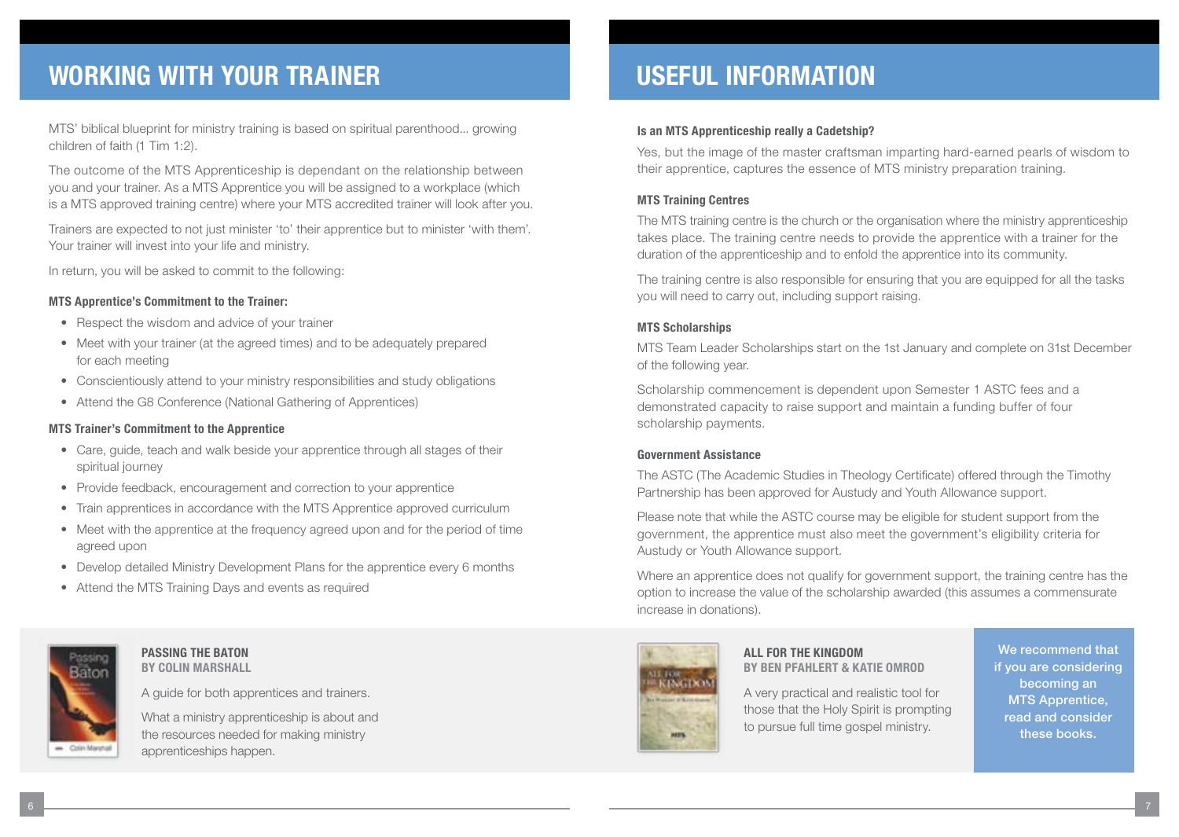## WORKING WITH YOUR TRAINER

MTS' biblical blueprint for ministry training is based on spiritual parenthood... growing children of faith (1 Tim 1:2).

The outcome of the MTS Apprenticeship is dependant on the relationship between you and your trainer. As a MTS Apprentice you will be assigned to a workplace (which is a MTS approved training centre) where your MTS accredited trainer will look after you.

Trainers are expected to not just minister 'to' their apprentice but to minister 'with them'. Your trainer will invest into your life and ministry.

In return, you will be asked to commit to the following:

#### MTS Apprentice's Commitment to the Trainer:

- Respect the wisdom and advice of your trainer
- Meet with your trainer (at the agreed times) and to be adequately prepared for each meeting
- Conscientiously attend to your ministry responsibilities and study obligations
- Attend the G8 Conference (National Gathering of Apprentices)

#### MTS Trainer's Commitment to the Apprentice

- Care, guide, teach and walk beside your apprentice through all stages of their spiritual journey
- Provide feedback, encouragement and correction to your apprentice
- Train apprentices in accordance with the MTS Apprentice approved curriculum
- Meet with the apprentice at the frequency agreed upon and for the period of time agreed upon
- Develop detailed Ministry Development Plans for the apprentice every 6 months
- Attend the MTS Training Days and events as required

**PASSING THE BATON**
**BY COLIN MARSHALL**

A guide for both apprentices and trainers.

What a ministry apprenticeship is about and the resources needed for making ministry apprenticeships happen.

## USEFUL INFORMATION

#### Is an MTS Apprenticeship really a Cadetship?

Yes, but the image of the master craftsman imparting hard-earned pearls of wisdom to their apprentice, captures the essence of MTS ministry preparation training.

#### MTS Training Centres

The MTS training centre is the church or the organisation where the ministry apprenticeship takes place. The training centre needs to provide the apprentice with a trainer for the duration of the apprenticeship and to enfold the apprentice into its community.

The training centre is also responsible for ensuring that you are equipped for all the tasks you will need to carry out, including support raising.

#### MTS Scholarships

MTS Team Leader Scholarships start on the 1st January and complete on 31st December of the following year.

Scholarship commencement is dependent upon Semester 1 ASTC fees and a demonstrated capacity to raise support and maintain a funding buffer of four scholarship payments.

#### Government Assistance

The ASTC (The Academic Studies in Theology Certificate) offered through the Timothy Partnership has been approved for Austudy and Youth Allowance support.

Please note that while the ASTC course may be eligible for student support from the government, the apprentice must also meet the government's eligibility criteria for Austudy or Youth Allowance support.

Where an apprentice does not qualify for government support, the training centre has the option to increase the value of the scholarship awarded (this assumes a commensurate increase in donations).

**ALL FOR THE KINGDOM**
**BY BEN PFAHLERT & KATIE OMROD**

A very practical and realistic tool for those that the Holy Spirit is prompting to pursue full time gospel ministry.

**We recommend that if you are considering becoming an MTS Apprentice, read and consider these books.**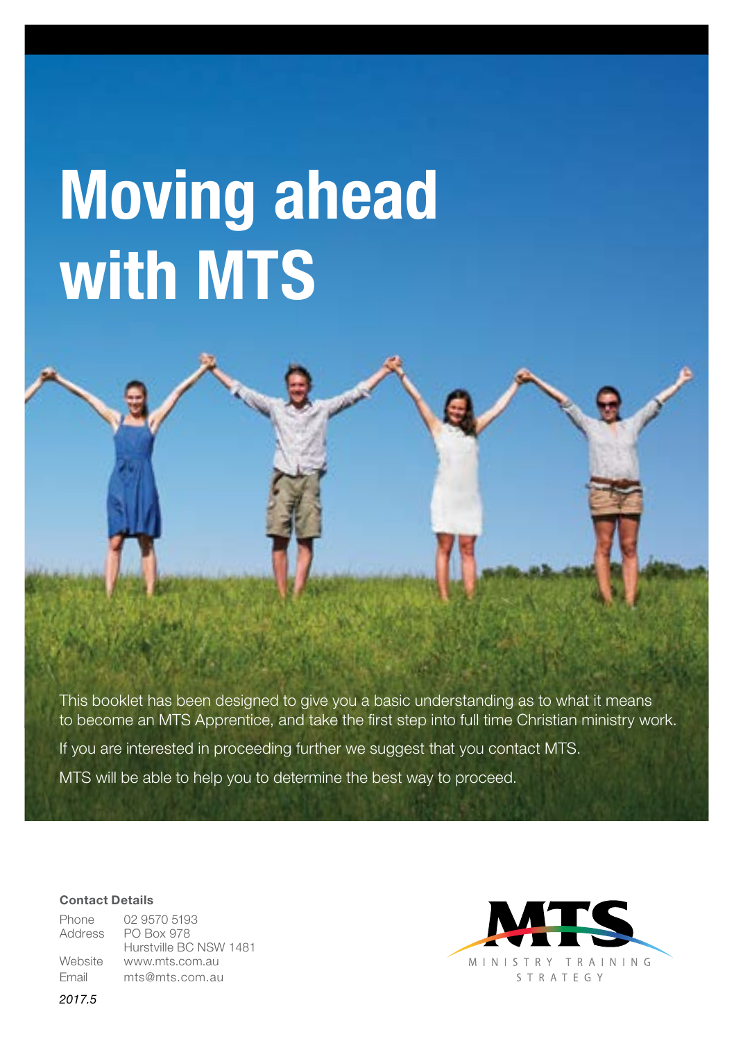# Moving ahead with MTS

This booklet has been designed to give you a basic understanding as to what it means to become an MTS Apprentice, and take the first step into full time Christian ministry work.

If you are interested in proceeding further we suggest that you contact MTS.

MTS will be able to help you to determine the best way to proceed.

**Contact Details**

| | |
|---|---|
| Phone | 02 9570 5193 |
| Address | PO Box 978<br>Hurstville BC NSW 1481 |
| Website | www.mts.com.au |
| Email | mts@mts.com.au |

*2017.5*

MTS

MINISTRY TRAINING STRATEGY